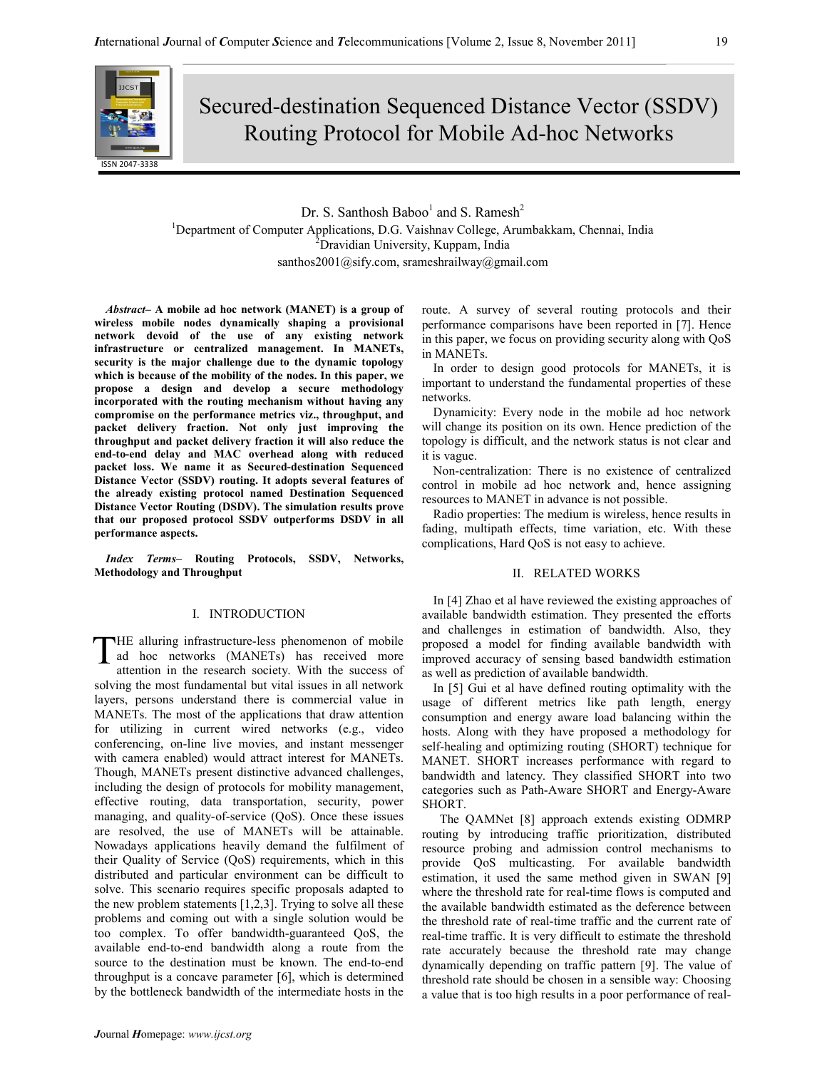# Secured-destination Sequenced Distance Vector (SSDV) Routing Protocol for Mobile Ad-hoc Networks

Dr. S. Santhosh Baboo[1] and S. Ramesh[2]

[1]Department of Computer Applications, D.G. Vaishnav College, Arumbakkam, Chennai, India
[2]Dravidian University, Kuppam, India
santhos2001@sify.com, srameshrailway@gmail.com

***Abstract*– A mobile ad hoc network (MANET) is a group of wireless mobile nodes dynamically shaping a provisional network devoid of the use of any existing network infrastructure or centralized management. In MANETs, security is the major challenge due to the dynamic topology which is because of the mobility of the nodes. In this paper, we propose a design and develop a secure methodology incorporated with the routing mechanism without having any compromise on the performance metrics viz., throughput, and packet delivery fraction. Not only just improving the throughput and packet delivery fraction it will also reduce the end-to-end delay and MAC overhead along with reduced packet loss. We name it as Secured-destination Sequenced Distance Vector (SSDV) routing. It adopts several features of the already existing protocol named Destination Sequenced Distance Vector Routing (DSDV). The simulation results prove that our proposed protocol SSDV outperforms DSDV in all performance aspects.**

***Index Terms*– Routing Protocols, SSDV, Networks, Methodology and Throughput**

## I. INTRODUCTION

THE alluring infrastructure-less phenomenon of mobile ad hoc networks (MANETs) has received more attention in the research society. With the success of solving the most fundamental but vital issues in all network layers, persons understand there is commercial value in MANETs. The most of the applications that draw attention for utilizing in current wired networks (e.g., video conferencing, on-line live movies, and instant messenger with camera enabled) would attract interest for MANETs. Though, MANETs present distinctive advanced challenges, including the design of protocols for mobility management, effective routing, data transportation, security, power managing, and quality-of-service (QoS). Once these issues are resolved, the use of MANETs will be attainable. Nowadays applications heavily demand the fulfilment of their Quality of Service (QoS) requirements, which in this distributed and particular environment can be difficult to solve. This scenario requires specific proposals adapted to the new problem statements [1,2,3]. Trying to solve all these problems and coming out with a single solution would be too complex. To offer bandwidth-guaranteed QoS, the available end-to-end bandwidth along a route from the source to the destination must be known. The end-to-end throughput is a concave parameter [6], which is determined by the bottleneck bandwidth of the intermediate hosts in the route. A survey of several routing protocols and their performance comparisons have been reported in [7]. Hence in this paper, we focus on providing security along with QoS in MANETs.

In order to design good protocols for MANETs, it is important to understand the fundamental properties of these networks.

Dynamicity: Every node in the mobile ad hoc network will change its position on its own. Hence prediction of the topology is difficult, and the network status is not clear and it is vague.

Non-centralization: There is no existence of centralized control in mobile ad hoc network and, hence assigning resources to MANET in advance is not possible.

Radio properties: The medium is wireless, hence results in fading, multipath effects, time variation, etc. With these complications, Hard QoS is not easy to achieve.

## II. RELATED WORKS

In [4] Zhao et al have reviewed the existing approaches of available bandwidth estimation. They presented the efforts and challenges in estimation of bandwidth. Also, they proposed a model for finding available bandwidth with improved accuracy of sensing based bandwidth estimation as well as prediction of available bandwidth.

In [5] Gui et al have defined routing optimality with the usage of different metrics like path length, energy consumption and energy aware load balancing within the hosts. Along with they have proposed a methodology for self-healing and optimizing routing (SHORT) technique for MANET. SHORT increases performance with regard to bandwidth and latency. They classified SHORT into two categories such as Path-Aware SHORT and Energy-Aware SHORT.

The QAMNet [8] approach extends existing ODMRP routing by introducing traffic prioritization, distributed resource probing and admission control mechanisms to provide QoS multicasting. For available bandwidth estimation, it used the same method given in SWAN [9] where the threshold rate for real-time flows is computed and the available bandwidth estimated as the deference between the threshold rate of real-time traffic and the current rate of real-time traffic. It is very difficult to estimate the threshold rate accurately because the threshold rate may change dynamically depending on traffic pattern [9]. The value of threshold rate should be chosen in a sensible way: Choosing a value that is too high results in a poor performance of real-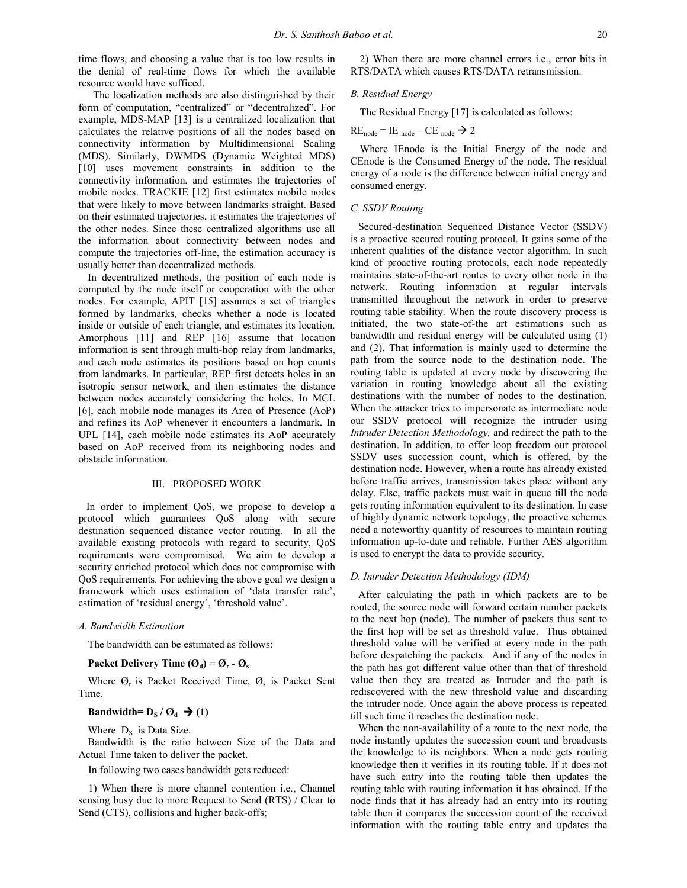time flows, and choosing a value that is too low results in the denial of real-time flows for which the available resource would have sufficed.

The localization methods are also distinguished by their form of computation, "centralized" or "decentralized". For example, MDS-MAP [13] is a centralized localization that calculates the relative positions of all the nodes based on connectivity information by Multidimensional Scaling (MDS). Similarly, DWMDS (Dynamic Weighted MDS) [10] uses movement constraints in addition to the connectivity information, and estimates the trajectories of mobile nodes. TRACKIE [12] first estimates mobile nodes that were likely to move between landmarks straight. Based on their estimated trajectories, it estimates the trajectories of the other nodes. Since these centralized algorithms use all the information about connectivity between nodes and compute the trajectories off-line, the estimation accuracy is usually better than decentralized methods.

In decentralized methods, the position of each node is computed by the node itself or cooperation with the other nodes. For example, APIT [15] assumes a set of triangles formed by landmarks, checks whether a node is located inside or outside of each triangle, and estimates its location. Amorphous [11] and REP [16] assume that location information is sent through multi-hop relay from landmarks, and each node estimates its positions based on hop counts from landmarks. In particular, REP first detects holes in an isotropic sensor network, and then estimates the distance between nodes accurately considering the holes. In MCL [6], each mobile node manages its Area of Presence (AoP) and refines its AoP whenever it encounters a landmark. In UPL [14], each mobile node estimates its AoP accurately based on AoP received from its neighboring nodes and obstacle information.

## III. PROPOSED WORK

In order to implement QoS, we propose to develop a protocol which guarantees QoS along with secure destination sequenced distance vector routing. In all the available existing protocols with regard to security, QoS requirements were compromised. We aim to develop a security enriched protocol which does not compromise with QoS requirements. For achieving the above goal we design a framework which uses estimation of 'data transfer rate', estimation of 'residual energy', 'threshold value'.

### *A. Bandwidth Estimation*

The bandwidth can be estimated as follows:

**Packet Delivery Time ($Ø_d$) = $Ø_r$ - $Ø_s$**

Where $Ø_r$ is Packet Received Time, $Ø_s$ is Packet Sent Time.

**Bandwidth= $D_S$ / $Ø_d$ → (1)**

Where $D_S$ is Data Size.

Bandwidth is the ratio between Size of the Data and Actual Time taken to deliver the packet.

In following two cases bandwidth gets reduced:

1) When there is more channel contention i.e., Channel sensing busy due to more Request to Send (RTS) / Clear to Send (CTS), collisions and higher back-offs;

2) When there are more channel errors i.e., error bits in RTS/DATA which causes RTS/DATA retransmission.

### *B. Residual Energy*

The Residual Energy [17] is calculated as follows:

$RE_{node} = IE_{node} – CE_{node}$ → 2

Where IEnode is the Initial Energy of the node and CEnode is the Consumed Energy of the node. The residual energy of a node is the difference between initial energy and consumed energy.

### *C. SSDV Routing*

Secured-destination Sequenced Distance Vector (SSDV) is a proactive secured routing protocol. It gains some of the inherent qualities of the distance vector algorithm. In such kind of proactive routing protocols, each node repeatedly maintains state-of-the-art routes to every other node in the network. Routing information at regular intervals transmitted throughout the network in order to preserve routing table stability. When the route discovery process is initiated, the two state-of-the art estimations such as bandwidth and residual energy will be calculated using (1) and (2). That information is mainly used to determine the path from the source node to the destination node. The routing table is updated at every node by discovering the variation in routing knowledge about all the existing destinations with the number of nodes to the destination. When the attacker tries to impersonate as intermediate node our SSDV protocol will recognize the intruder using *Intruder Detection Methodology,* and redirect the path to the destination. In addition, to offer loop freedom our protocol SSDV uses succession count, which is offered, by the destination node. However, when a route has already existed before traffic arrives, transmission takes place without any delay. Else, traffic packets must wait in queue till the node gets routing information equivalent to its destination. In case of highly dynamic network topology, the proactive schemes need a noteworthy quantity of resources to maintain routing information up-to-date and reliable. Further AES algorithm is used to encrypt the data to provide security.

### *D. Intruder Detection Methodology (IDM)*

After calculating the path in which packets are to be routed, the source node will forward certain number packets to the next hop (node). The number of packets thus sent to the first hop will be set as threshold value. Thus obtained threshold value will be verified at every node in the path before despatching the packets. And if any of the nodes in the path has got different value other than that of threshold value then they are treated as Intruder and the path is rediscovered with the new threshold value and discarding the intruder node. Once again the above process is repeated till such time it reaches the destination node.

When the non-availability of a route to the next node, the node instantly updates the succession count and broadcasts the knowledge to its neighbors. When a node gets routing knowledge then it verifies in its routing table. If it does not have such entry into the routing table then updates the routing table with routing information it has obtained. If the node finds that it has already had an entry into its routing table then it compares the succession count of the received information with the routing table entry and updates the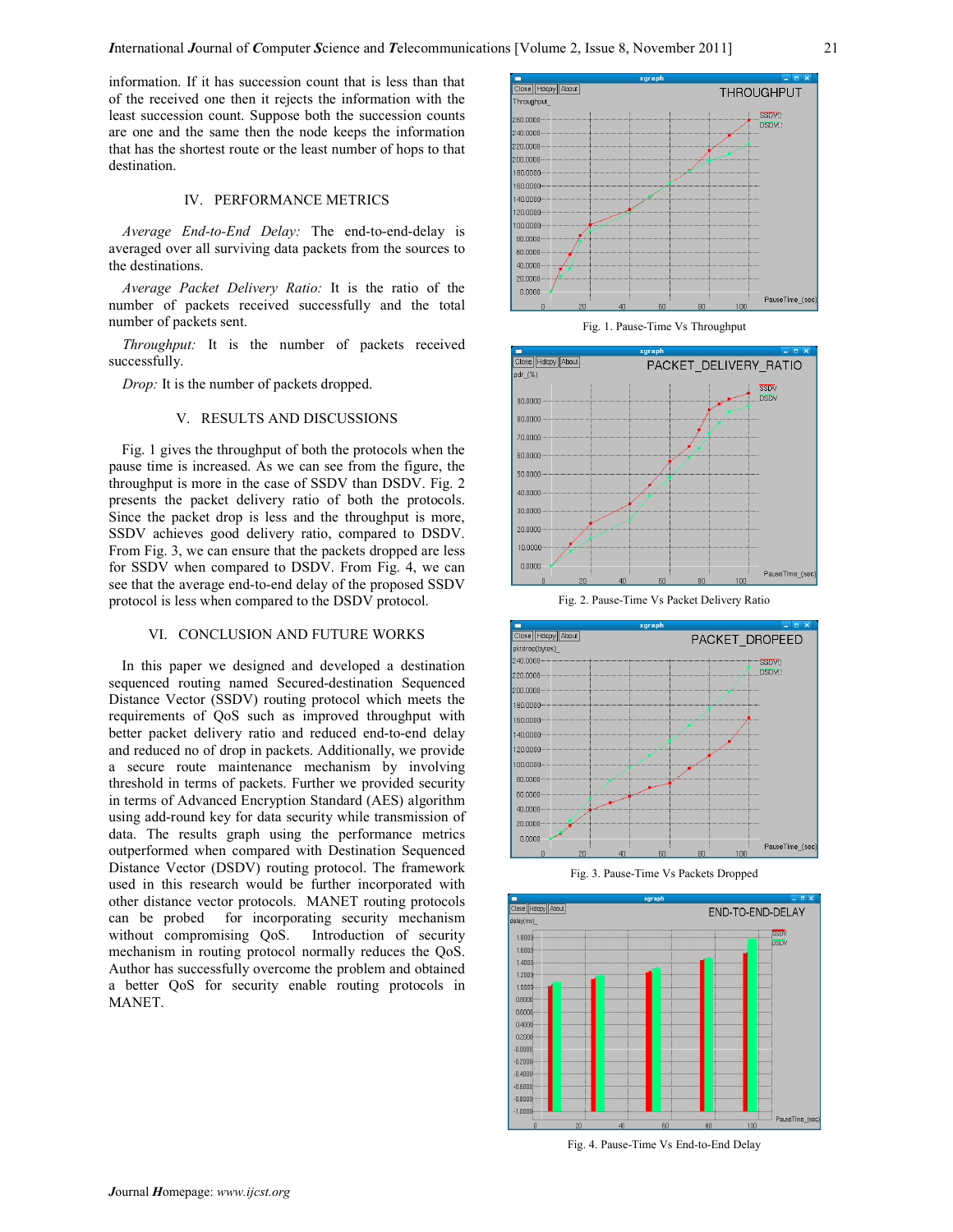information. If it has succession count that is less than that of the received one then it rejects the information with the least succession count. Suppose both the succession counts are one and the same then the node keeps the information that has the shortest route or the least number of hops to that destination.

## IV. PERFORMANCE METRICS

*Average End-to-End Delay:* The end-to-end-delay is averaged over all surviving data packets from the sources to the destinations.

*Average Packet Delivery Ratio:* It is the ratio of the number of packets received successfully and the total number of packets sent.

*Throughput:* It is the number of packets received successfully.

*Drop:* It is the number of packets dropped.

## V. RESULTS AND DISCUSSIONS

Fig. 1 gives the throughput of both the protocols when the pause time is increased. As we can see from the figure, the throughput is more in the case of SSDV than DSDV. Fig. 2 presents the packet delivery ratio of both the protocols. Since the packet drop is less and the throughput is more, SSDV achieves good delivery ratio, compared to DSDV. From Fig. 3, we can ensure that the packets dropped are less for SSDV when compared to DSDV. From Fig. 4, we can see that the average end-to-end delay of the proposed SSDV protocol is less when compared to the DSDV protocol.

## VI. CONCLUSION AND FUTURE WORKS

In this paper we designed and developed a destination sequenced routing named Secured-destination Sequenced Distance Vector (SSDV) routing protocol which meets the requirements of QoS such as improved throughput with better packet delivery ratio and reduced end-to-end delay and reduced no of drop in packets. Additionally, we provide a secure route maintenance mechanism by involving threshold in terms of packets. Further we provided security in terms of Advanced Encryption Standard (AES) algorithm using add-round key for data security while transmission of data. The results graph using the performance metrics outperformed when compared with Destination Sequenced Distance Vector (DSDV) routing protocol. The framework used in this research would be further incorporated with other distance vector protocols. MANET routing protocols can be probed for incorporating security mechanism without compromising QoS. Introduction of security mechanism in routing protocol normally reduces the QoS. Author has successfully overcome the problem and obtained a better QoS for security enable routing protocols in MANET.

Fig. 1. Pause-Time Vs Throughput

Fig. 2. Pause-Time Vs Packet Delivery Ratio

Fig. 3. Pause-Time Vs Packets Dropped

Fig. 4. Pause-Time Vs End-to-End Delay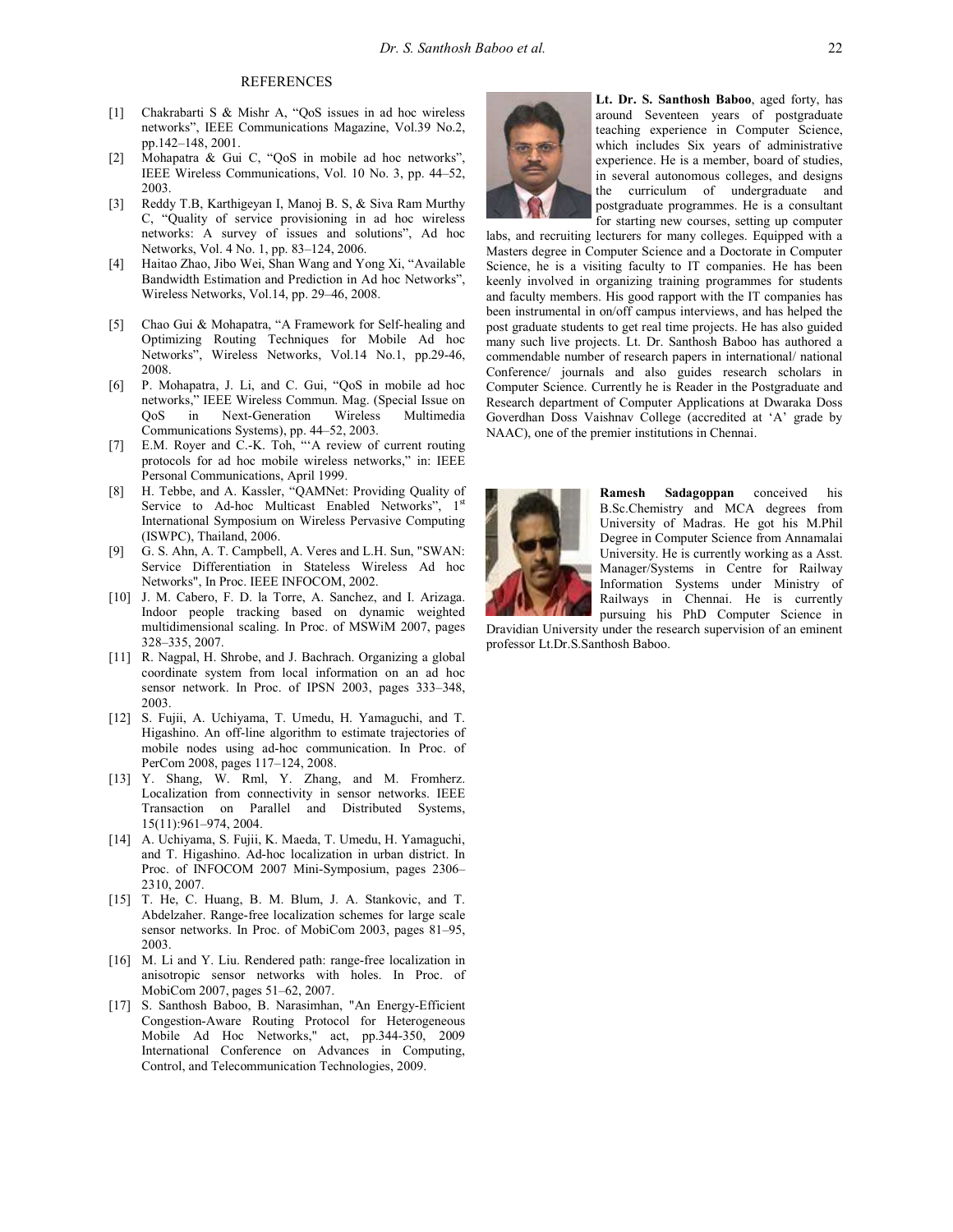## REFERENCES

[1] Chakrabarti S & Mishr A, "QoS issues in ad hoc wireless networks", IEEE Communications Magazine, Vol.39 No.2, pp.142–148, 2001.

[2] Mohapatra & Gui C, "QoS in mobile ad hoc networks", IEEE Wireless Communications, Vol. 10 No. 3, pp. 44–52, 2003.

[3] Reddy T.B, Karthigeyan I, Manoj B. S, & Siva Ram Murthy C, "Quality of service provisioning in ad hoc wireless networks: A survey of issues and solutions", Ad hoc Networks, Vol. 4 No. 1, pp. 83–124, 2006.

[4] Haitao Zhao, Jibo Wei, Shan Wang and Yong Xi, "Available Bandwidth Estimation and Prediction in Ad hoc Networks", Wireless Networks, Vol.14, pp. 29–46, 2008.

[5] Chao Gui & Mohapatra, "A Framework for Self-healing and Optimizing Routing Techniques for Mobile Ad hoc Networks", Wireless Networks, Vol.14 No.1, pp.29-46, 2008.

[6] P. Mohapatra, J. Li, and C. Gui, "QoS in mobile ad hoc networks," IEEE Wireless Commun. Mag. (Special Issue on QoS in Next-Generation Wireless Multimedia Communications Systems), pp. 44–52, 2003.

[7] E.M. Royer and C.-K. Toh, "'A review of current routing protocols for ad hoc mobile wireless networks," in: IEEE Personal Communications, April 1999.

[8] H. Tebbe, and A. Kassler, "QAMNet: Providing Quality of Service to Ad-hoc Multicast Enabled Networks", 1st International Symposium on Wireless Pervasive Computing (ISWPC), Thailand, 2006.

[9] G. S. Ahn, A. T. Campbell, A. Veres and L.H. Sun, "SWAN: Service Differentiation in Stateless Wireless Ad hoc Networks", In Proc. IEEE INFOCOM, 2002.

[10] J. M. Cabero, F. D. la Torre, A. Sanchez, and I. Arizaga. Indoor people tracking based on dynamic weighted multidimensional scaling. In Proc. of MSWiM 2007, pages 328–335, 2007.

[11] R. Nagpal, H. Shrobe, and J. Bachrach. Organizing a global coordinate system from local information on an ad hoc sensor network. In Proc. of IPSN 2003, pages 333–348, 2003.

[12] S. Fujii, A. Uchiyama, T. Umedu, H. Yamaguchi, and T. Higashino. An off-line algorithm to estimate trajectories of mobile nodes using ad-hoc communication. In Proc. of PerCom 2008, pages 117–124, 2008.

[13] Y. Shang, W. Rml, Y. Zhang, and M. Fromherz. Localization from connectivity in sensor networks. IEEE Transaction on Parallel and Distributed Systems, 15(11):961–974, 2004.

[14] A. Uchiyama, S. Fujii, K. Maeda, T. Umedu, H. Yamaguchi, and T. Higashino. Ad-hoc localization in urban district. In Proc. of INFOCOM 2007 Mini-Symposium, pages 2306–2310, 2007.

[15] T. He, C. Huang, B. M. Blum, J. A. Stankovic, and T. Abdelzaher. Range-free localization schemes for large scale sensor networks. In Proc. of MobiCom 2003, pages 81–95, 2003.

[16] M. Li and Y. Liu. Rendered path: range-free localization in anisotropic sensor networks with holes. In Proc. of MobiCom 2007, pages 51–62, 2007.

[17] S. Santhosh Baboo, B. Narasimhan, "An Energy-Efficient Congestion-Aware Routing Protocol for Heterogeneous Mobile Ad Hoc Networks," act, pp.344-350, 2009 International Conference on Advances in Computing, Control, and Telecommunication Technologies, 2009.

**Lt. Dr. S. Santhosh Baboo**, aged forty, has around Seventeen years of postgraduate teaching experience in Computer Science, which includes Six years of administrative experience. He is a member, board of studies, in several autonomous colleges, and designs the curriculum of undergraduate and postgraduate programmes. He is a consultant for starting new courses, setting up computer labs, and recruiting lecturers for many colleges. Equipped with a Masters degree in Computer Science and a Doctorate in Computer Science, he is a visiting faculty to IT companies. He has been keenly involved in organizing training programmes for students and faculty members. His good rapport with the IT companies has been instrumental in on/off campus interviews, and has helped the post graduate students to get real time projects. He has also guided many such live projects. Lt. Dr. Santhosh Baboo has authored a commendable number of research papers in international/ national Conference/ journals and also guides research scholars in Computer Science. Currently he is Reader in the Postgraduate and Research department of Computer Applications at Dwaraka Doss Goverdhan Doss Vaishnav College (accredited at 'A' grade by NAAC), one of the premier institutions in Chennai.

**Ramesh Sadagoppan** conceived his B.Sc.Chemistry and MCA degrees from University of Madras. He got his M.Phil Degree in Computer Science from Annamalai University. He is currently working as a Asst. Manager/Systems in Centre for Railway Information Systems under Ministry of Railways in Chennai. He is currently pursuing his PhD Computer Science in Dravidian University under the research supervision of an eminent professor Lt.Dr.S.Santhosh Baboo.